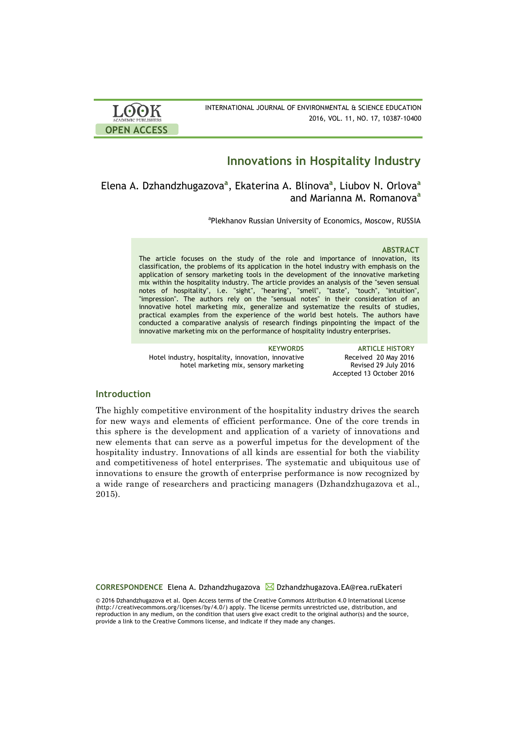# Innovations in Hospitality Industry

Elena A. Dzhandzhugazova[a], Ekaterina A. Blinova[a], Liubov N. Orlova[a] and Marianna M. Romanova[a]

[a]Plekhanov Russian University of Economics, Moscow, RUSSIA

### ABSTRACT

The article focuses on the study of the role and importance of innovation, its classification, the problems of its application in the hotel industry with emphasis on the application of sensory marketing tools in the development of the innovative marketing mix within the hospitality industry. The article provides an analysis of the "seven sensual notes of hospitality", i.e. "sight", "hearing", "smell", "taste", "touch", "intuition", "impression". The authors rely on the "sensual notes" in their consideration of an innovative hotel marketing mix, generalize and systematize the results of studies, practical examples from the experience of the world best hotels. The authors have conducted a comparative analysis of research findings pinpointing the impact of the innovative marketing mix on the performance of hospitality industry enterprises.

**KEYWORDS**
Hotel industry, hospitality, innovation, innovative hotel marketing mix, sensory marketing

**ARTICLE HISTORY**
Received 20 May 2016
Revised 29 July 2016
Accepted 13 October 2016

## Introduction

The highly competitive environment of the hospitality industry drives the search for new ways and elements of efficient performance. One of the core trends in this sphere is the development and application of a variety of innovations and new elements that can serve as a powerful impetus for the development of the hospitality industry. Innovations of all kinds are essential for both the viability and competitiveness of hotel enterprises. The systematic and ubiquitous use of innovations to ensure the growth of enterprise performance is now recognized by a wide range of researchers and practicing managers (Dzhandzhugazova et al., 2015).

**CORRESPONDENCE** Elena A. Dzhandzhugazova ✉ Dzhandzhugazova.EA@rea.ruEkateri

© 2016 Dzhandzhugazova et al. Open Access terms of the Creative Commons Attribution 4.0 International License (http://creativecommons.org/licenses/by/4.0/) apply. The license permits unrestricted use, distribution, and reproduction in any medium, on the condition that users give exact credit to the original author(s) and the source, provide a link to the Creative Commons license, and indicate if they made any changes.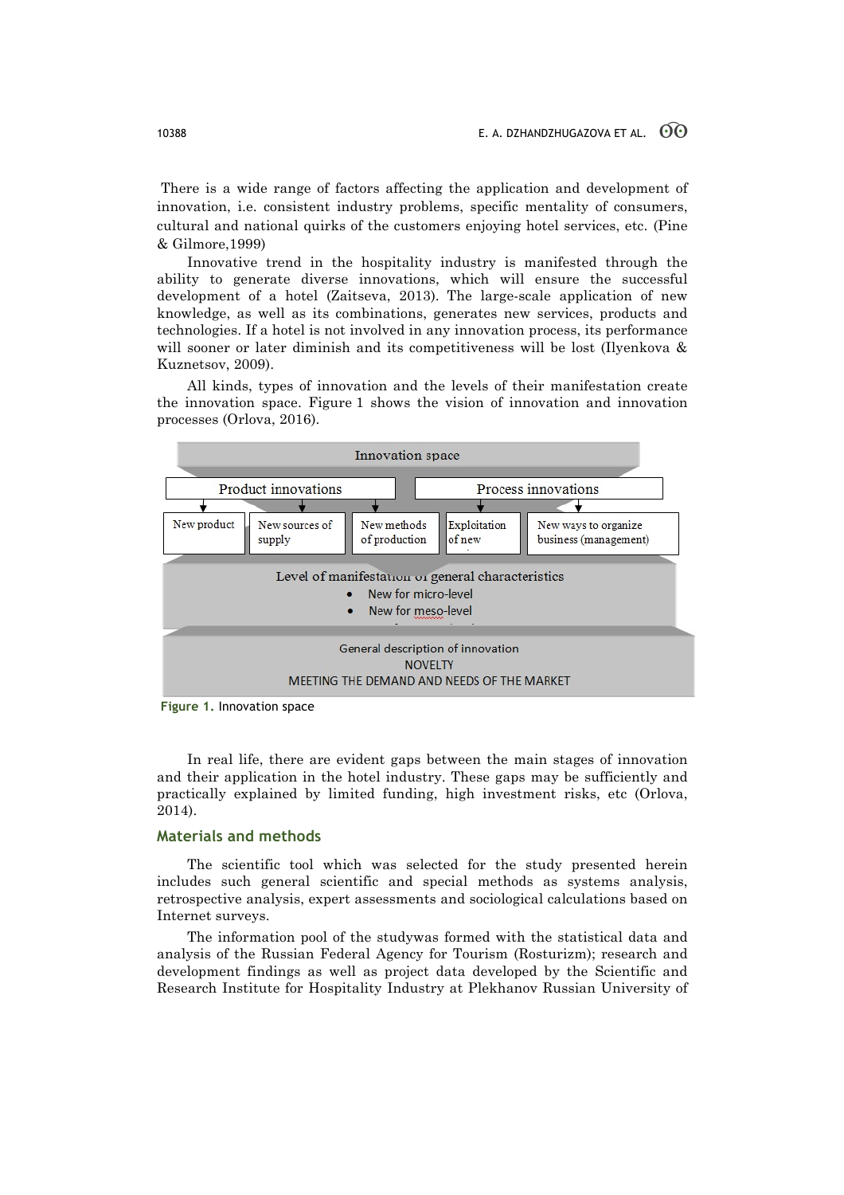There is a wide range of factors affecting the application and development of innovation, i.e. consistent industry problems, specific mentality of consumers, cultural and national quirks of the customers enjoying hotel services, etc. (Pine & Gilmore,1999)

Innovative trend in the hospitality industry is manifested through the ability to generate diverse innovations, which will ensure the successful development of a hotel (Zaitseva, 2013). The large-scale application of new knowledge, as well as its combinations, generates new services, products and technologies. If a hotel is not involved in any innovation process, its performance will sooner or later diminish and its competitiveness will be lost (Ilyenkova & Kuznetsov, 2009).

All kinds, types of innovation and the levels of their manifestation create the innovation space. Figure 1 shows the vision of innovation and innovation processes (Orlova, 2016).

Innovation space

Product innovations | Process innovations

- New product
- New sources of supply
- New methods of production
- Exploitation of new
- New ways to organize business (management)

Level of manifestation of general characteristics

- New for micro-level
- New for meso-level

General description of innovation

NOVELTY

MEETING THE DEMAND AND NEEDS OF THE MARKET

**Figure 1.** Innovation space

In real life, there are evident gaps between the main stages of innovation and their application in the hotel industry. These gaps may be sufficiently and practically explained by limited funding, high investment risks, etc (Orlova, 2014).

## Materials and methods

The scientific tool which was selected for the study presented herein includes such general scientific and special methods as systems analysis, retrospective analysis, expert assessments and sociological calculations based on Internet surveys.

The information pool of the studywas formed with the statistical data and analysis of the Russian Federal Agency for Tourism (Rosturizm); research and development findings as well as project data developed by the Scientific and Research Institute for Hospitality Industry at Plekhanov Russian University of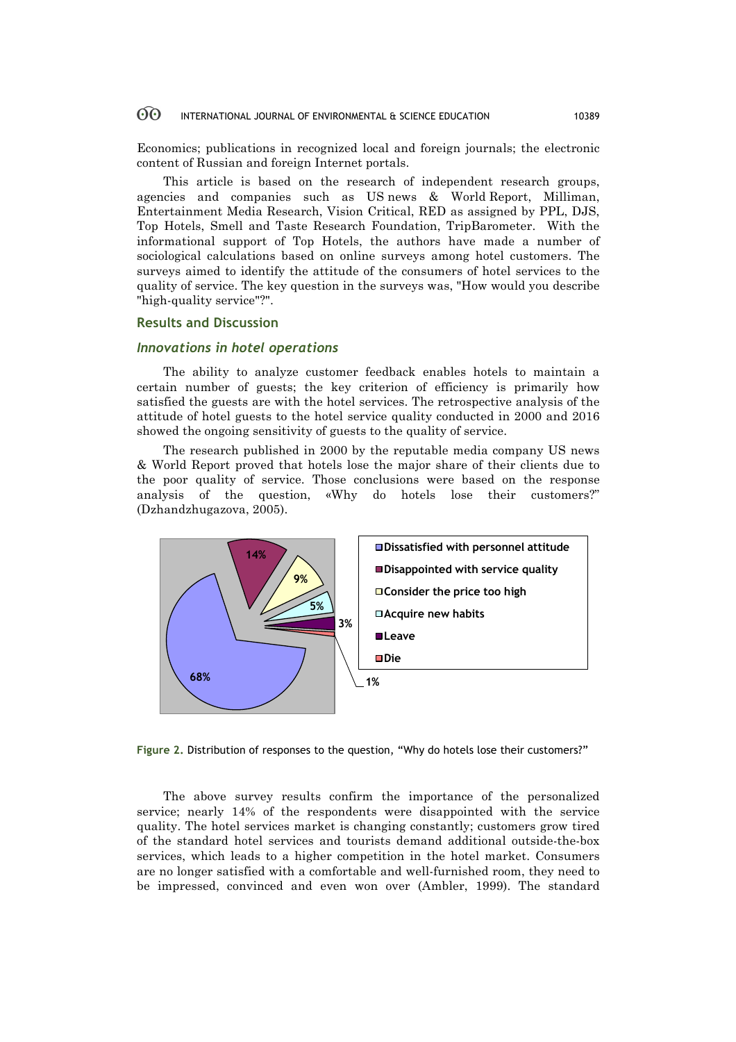Economics; publications in recognized local and foreign journals; the electronic content of Russian and foreign Internet portals.

This article is based on the research of independent research groups, agencies and companies such as US news & World Report, Milliman, Entertainment Media Research, Vision Critical, RED as assigned by PPL, DJS, Top Hotels, Smell and Taste Research Foundation, TripBarometer. With the informational support of Top Hotels, the authors have made a number of sociological calculations based on online surveys among hotel customers. The surveys aimed to identify the attitude of the consumers of hotel services to the quality of service. The key question in the surveys was, "How would you describe "high-quality service"?".

## Results and Discussion

### *Innovations in hotel operations*

The ability to analyze customer feedback enables hotels to maintain a certain number of guests; the key criterion of efficiency is primarily how satisfied the guests are with the hotel services. The retrospective analysis of the attitude of hotel guests to the hotel service quality conducted in 2000 and 2016 showed the ongoing sensitivity of guests to the quality of service.

The research published in 2000 by the reputable media company US news & World Report proved that hotels lose the major share of their clients due to the poor quality of service. Those conclusions were based on the response analysis of the question, «Why do hotels lose their customers?" (Dzhandzhugazova, 2005).

| Reason | Share |
|---|---|
| Dissatisfied with personnel attitude | 68% |
| Disappointed with service quality | 14% |
| Consider the price too high | 9% |
| Acquire new habits | 5% |
| Leave | 3% |
| Die | 1% |

**Figure 2.** Distribution of responses to the question, "Why do hotels lose their customers?"

The above survey results confirm the importance of the personalized service; nearly 14% of the respondents were disappointed with the service quality. The hotel services market is changing constantly; customers grow tired of the standard hotel services and tourists demand additional outside-the-box services, which leads to a higher competition in the hotel market. Consumers are no longer satisfied with a comfortable and well-furnished room, they need to be impressed, convinced and even won over (Ambler, 1999). The standard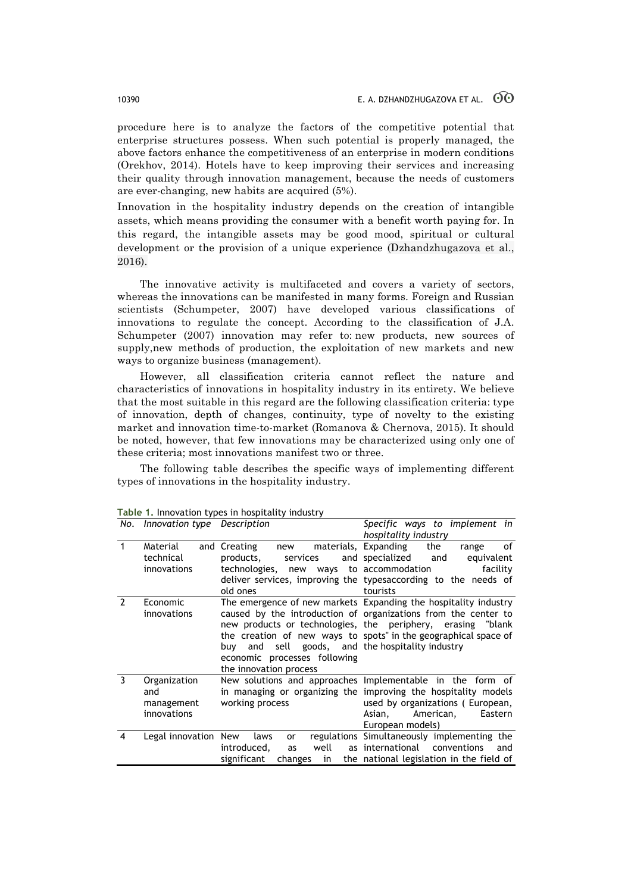procedure here is to analyze the factors of the competitive potential that enterprise structures possess. When such potential is properly managed, the above factors enhance the competitiveness of an enterprise in modern conditions (Orekhov, 2014). Hotels have to keep improving their services and increasing their quality through innovation management, because the needs of customers are ever-changing, new habits are acquired (5%).

Innovation in the hospitality industry depends on the creation of intangible assets, which means providing the consumer with a benefit worth paying for. In this regard, the intangible assets may be good mood, spiritual or cultural development or the provision of a unique experience (Dzhandzhugazova et al., 2016).

The innovative activity is multifaceted and covers a variety of sectors, whereas the innovations can be manifested in many forms. Foreign and Russian scientists (Schumpeter, 2007) have developed various classifications of innovations to regulate the concept. According to the classification of J.A. Schumpeter (2007) innovation may refer to: new products, new sources of supply,new methods of production, the exploitation of new markets and new ways to organize business (management).

However, all classification criteria cannot reflect the nature and characteristics of innovations in hospitality industry in its entirety. We believe that the most suitable in this regard are the following classification criteria: type of innovation, depth of changes, continuity, type of novelty to the existing market and innovation time-to-market (Romanova & Chernova, 2015). It should be noted, however, that few innovations may be characterized using only one of these criteria; most innovations manifest two or three.

The following table describes the specific ways of implementing different types of innovations in the hospitality industry.

**Table 1.** Innovation types in hospitality industry

| *No.* | *Innovation type* | *Description* | *Specific ways to implement in hospitality industry* |
|---|---|---|---|
| 1 | Material and technical innovations | Creating new materials, products, services and technologies, new ways to deliver services, improving the old ones | Expanding the range of specialized and equivalent accommodation facility typesaccording to the needs of tourists |
| 2 | Economic innovations | The emergence of new markets caused by the introduction of new products or technologies, the creation of new ways to buy and sell goods, and economic processes following the innovation process | Expanding the hospitality industry organizations from the center to the periphery, erasing "blank spots" in the geographical space of the hospitality industry |
| 3 | Organization and management innovations | New solutions and approaches in managing or organizing the working process | Implementable in the form of improving the hospitality models used by organizations ( European, Asian, American, Eastern European models) |
| 4 | Legal innovation | New laws or regulations introduced, as well as significant changes in the | Simultaneously implementing the international conventions and national legislation in the field of |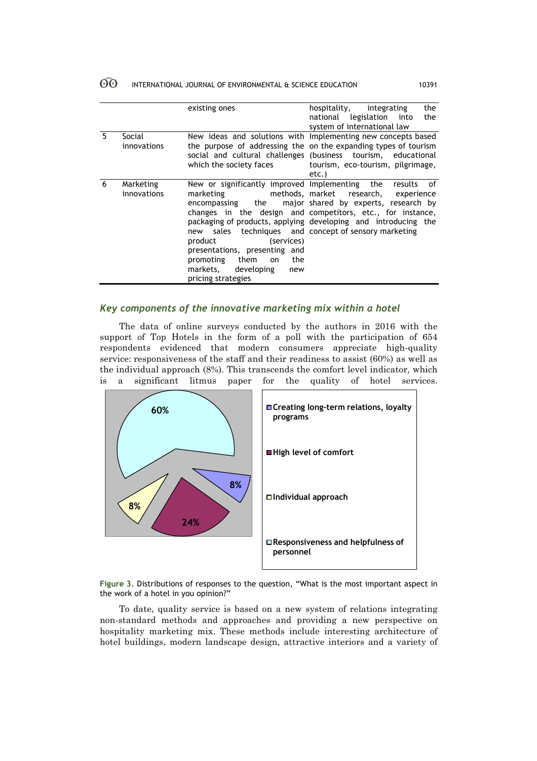| | | existing ones | hospitality, integrating the national legislation into the system of international law |
|---|---|---|---|
| 5 | Social innovations | New ideas and solutions with the purpose of addressing the social and cultural challenges which the society faces | Implementing new concepts based on the expanding types of tourism (business tourism, educational tourism, eco-tourism, pilgrimage, etc.) |
| 6 | Marketing innovations | New or significantly improved marketing methods, encompassing the major changes in the design and packaging of products, applying new sales techniques and product (services) presentations, presenting and promoting them on the markets, developing new pricing strategies | Implementing the results of market research, experience shared by experts, research by competitors, etc., for instance, developing and introducing the concept of sensory marketing |

### *Key components of the innovative marketing mix within a hotel*

The data of online surveys conducted by the authors in 2016 with the support of Top Hotels in the form of a poll with the participation of 654 respondents evidenced that modern consumers appreciate high-quality service: responsiveness of the staff and their readiness to assist (60%) as well as the individual approach (8%). This transcends the comfort level indicator, which is a significant litmus paper for the quality of hotel services.

Figure 3. Distributions of responses to the question, "What is the most important aspect in the work of a hotel in you opinion?"

To date, quality service is based on a new system of relations integrating non-standard methods and approaches and providing a new perspective on hospitality marketing mix. These methods include interesting architecture of hotel buildings, modern landscape design, attractive interiors and a variety of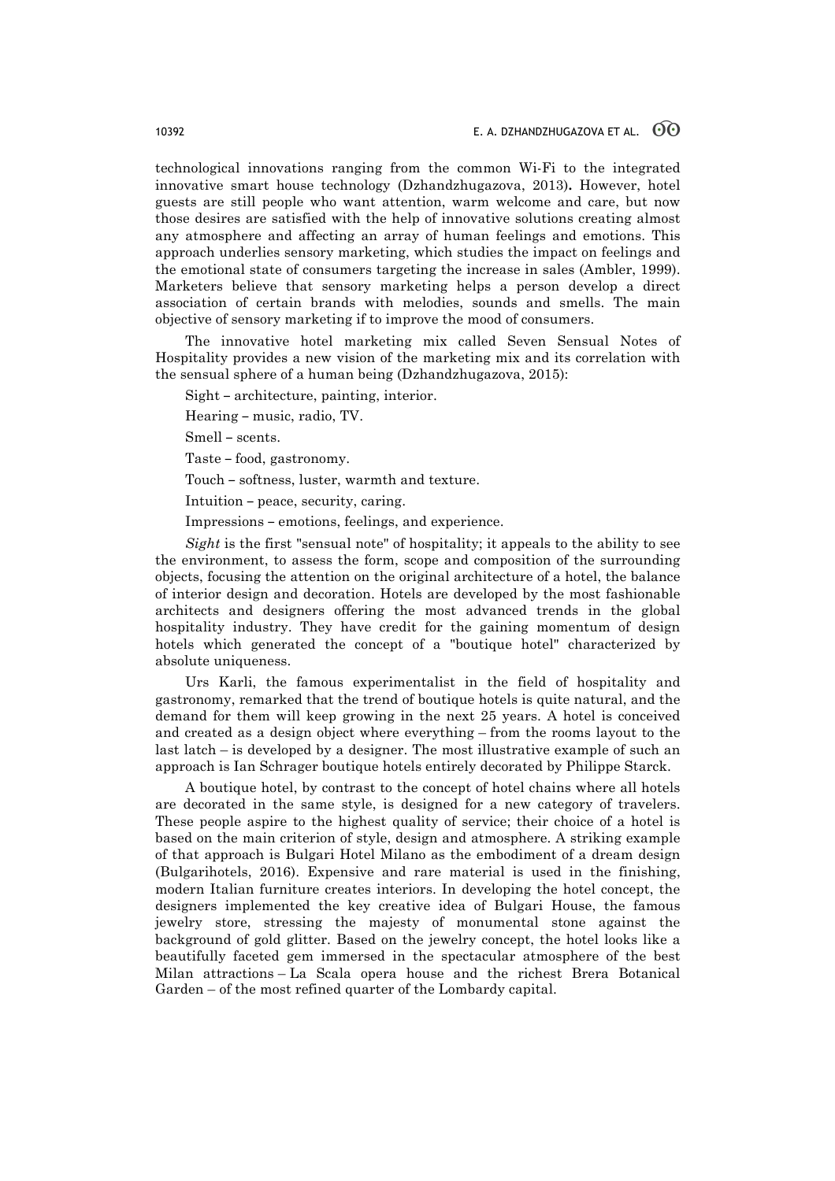technological innovations ranging from the common Wi-Fi to the integrated innovative smart house technology (Dzhandzhugazova, 2013)**.** However, hotel guests are still people who want attention, warm welcome and care, but now those desires are satisfied with the help of innovative solutions creating almost any atmosphere and affecting an array of human feelings and emotions. This approach underlies sensory marketing, which studies the impact on feelings and the emotional state of consumers targeting the increase in sales (Ambler, 1999). Marketers believe that sensory marketing helps a person develop a direct association of certain brands with melodies, sounds and smells. The main objective of sensory marketing if to improve the mood of consumers.

The innovative hotel marketing mix called Seven Sensual Notes of Hospitality provides a new vision of the marketing mix and its correlation with the sensual sphere of a human being (Dzhandzhugazova, 2015):

Sight – architecture, painting, interior.

Hearing – music, radio, TV.

Smell – scents.

Taste – food, gastronomy.

Touch – softness, luster, warmth and texture.

Intuition – peace, security, caring.

Impressions – emotions, feelings, and experience.

*Sight* is the first "sensual note" of hospitality; it appeals to the ability to see the environment, to assess the form, scope and composition of the surrounding objects, focusing the attention on the original architecture of a hotel, the balance of interior design and decoration. Hotels are developed by the most fashionable architects and designers offering the most advanced trends in the global hospitality industry. They have credit for the gaining momentum of design hotels which generated the concept of a "boutique hotel" characterized by absolute uniqueness.

Urs Karli, the famous experimentalist in the field of hospitality and gastronomy, remarked that the trend of boutique hotels is quite natural, and the demand for them will keep growing in the next 25 years. A hotel is conceived and created as a design object where everything – from the rooms layout to the last latch – is developed by a designer. The most illustrative example of such an approach is Ian Schrager boutique hotels entirely decorated by Philippe Starck.

A boutique hotel, by contrast to the concept of hotel chains where all hotels are decorated in the same style, is designed for a new category of travelers. These people aspire to the highest quality of service; their choice of a hotel is based on the main criterion of style, design and atmosphere. A striking example of that approach is Bulgari Hotel Milano as the embodiment of a dream design (Bulgarihotels, 2016). Expensive and rare material is used in the finishing, modern Italian furniture creates interiors. In developing the hotel concept, the designers implemented the key creative idea of Bulgari House, the famous jewelry store, stressing the majesty of monumental stone against the background of gold glitter. Based on the jewelry concept, the hotel looks like a beautifully faceted gem immersed in the spectacular atmosphere of the best Milan attractions – La Scala opera house and the richest Brera Botanical Garden – of the most refined quarter of the Lombardy capital.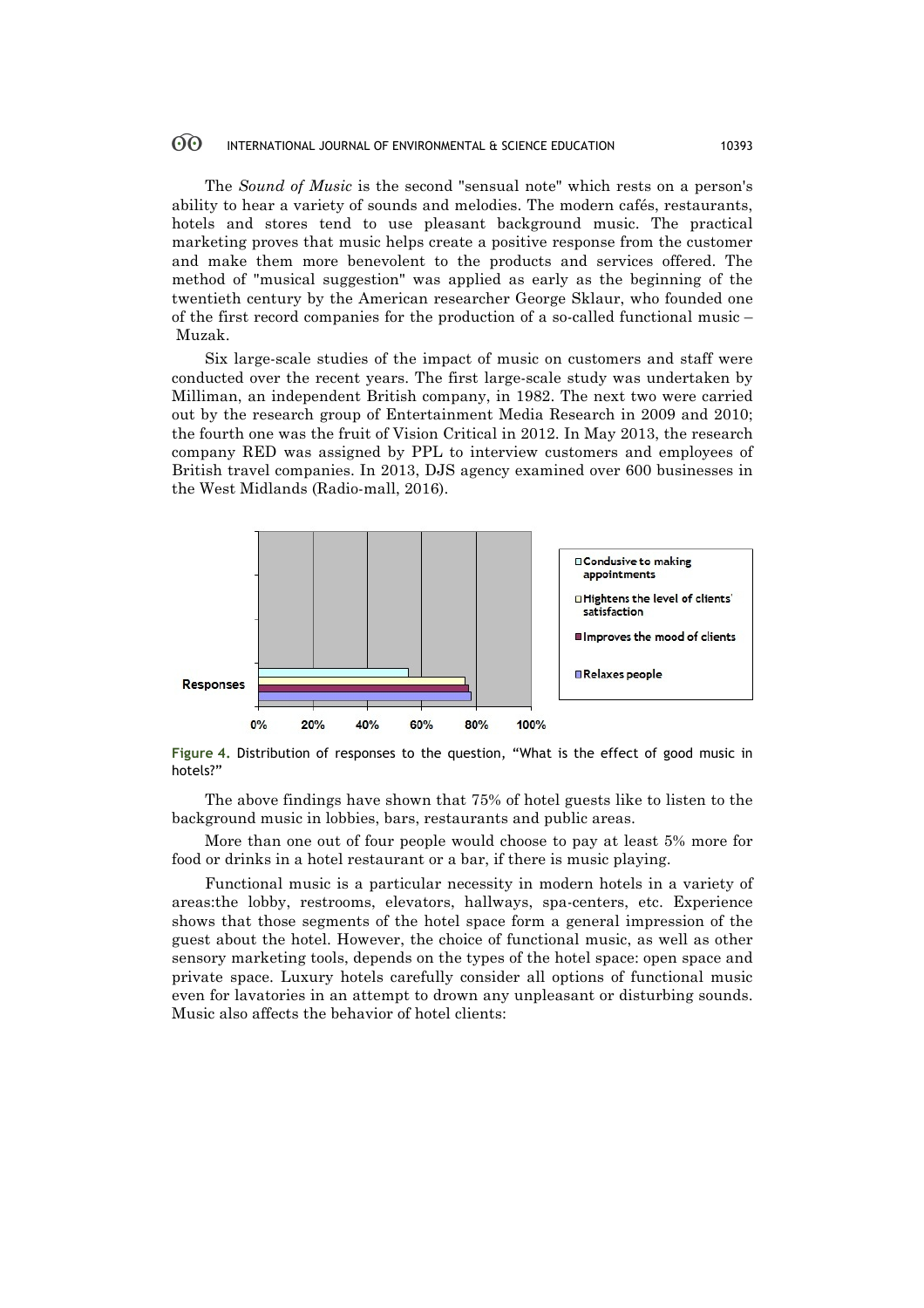The *Sound of Music* is the second "sensual note" which rests on a person's ability to hear a variety of sounds and melodies. The modern cafés, restaurants, hotels and stores tend to use pleasant background music. The practical marketing proves that music helps create a positive response from the customer and make them more benevolent to the products and services offered. The method of "musical suggestion" was applied as early as the beginning of the twentieth century by the American researcher George Sklaur, who founded one of the first record companies for the production of a so-called functional music – Muzak.

Six large-scale studies of the impact of music on customers and staff were conducted over the recent years. The first large-scale study was undertaken by Milliman, an independent British company, in 1982. The next two were carried out by the research group of Entertainment Media Research in 2009 and 2010; the fourth one was the fruit of Vision Critical in 2012. In May 2013, the research company RED was assigned by PPL to interview customers and employees of British travel companies. In 2013, DJS agency examined over 600 businesses in the West Midlands (Radio-mall, 2016).

Figure 4. Distribution of responses to the question, "What is the effect of good music in hotels?"

The above findings have shown that 75% of hotel guests like to listen to the background music in lobbies, bars, restaurants and public areas.

More than one out of four people would choose to pay at least 5% more for food or drinks in a hotel restaurant or a bar, if there is music playing.

Functional music is a particular necessity in modern hotels in a variety of areas:the lobby, restrooms, elevators, hallways, spa-centers, etc. Experience shows that those segments of the hotel space form a general impression of the guest about the hotel. However, the choice of functional music, as well as other sensory marketing tools, depends on the types of the hotel space: open space and private space. Luxury hotels carefully consider all options of functional music even for lavatories in an attempt to drown any unpleasant or disturbing sounds. Music also affects the behavior of hotel clients: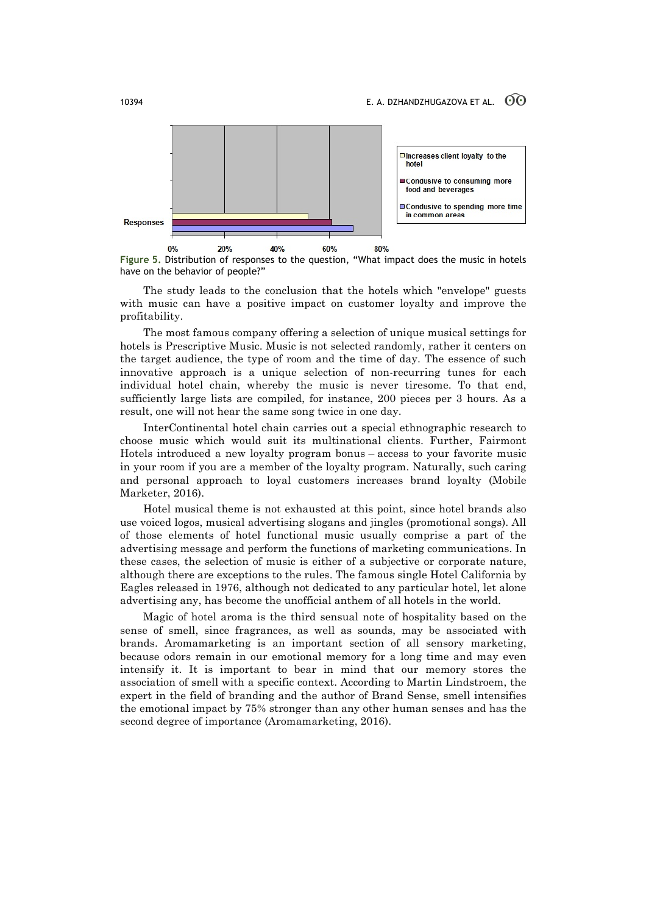Figure 5. Distribution of responses to the question, “What impact does the music in hotels have on the behavior of people?”

The study leads to the conclusion that the hotels which "envelope" guests with music can have a positive impact on customer loyalty and improve the profitability.

The most famous company offering a selection of unique musical settings for hotels is Prescriptive Music. Music is not selected randomly, rather it centers on the target audience, the type of room and the time of day. The essence of such innovative approach is a unique selection of non-recurring tunes for each individual hotel chain, whereby the music is never tiresome. To that end, sufficiently large lists are compiled, for instance, 200 pieces per 3 hours. As a result, one will not hear the same song twice in one day.

InterContinental hotel chain carries out a special ethnographic research to choose music which would suit its multinational clients. Further, Fairmont Hotels introduced a new loyalty program bonus – access to your favorite music in your room if you are a member of the loyalty program. Naturally, such caring and personal approach to loyal customers increases brand loyalty (Mobile Marketer, 2016).

Hotel musical theme is not exhausted at this point, since hotel brands also use voiced logos, musical advertising slogans and jingles (promotional songs). All of those elements of hotel functional music usually comprise a part of the advertising message and perform the functions of marketing communications. In these cases, the selection of music is either of a subjective or corporate nature, although there are exceptions to the rules. The famous single Hotel California by Eagles released in 1976, although not dedicated to any particular hotel, let alone advertising any, has become the unofficial anthem of all hotels in the world.

Magic of hotel aroma is the third sensual note of hospitality based on the sense of smell, since fragrances, as well as sounds, may be associated with brands. Aromamarketing is an important section of all sensory marketing, because odors remain in our emotional memory for a long time and may even intensify it. It is important to bear in mind that our memory stores the association of smell with a specific context. According to Martin Lindstroem, the expert in the field of branding and the author of Brand Sense, smell intensifies the emotional impact by 75% stronger than any other human senses and has the second degree of importance (Aromamarketing, 2016).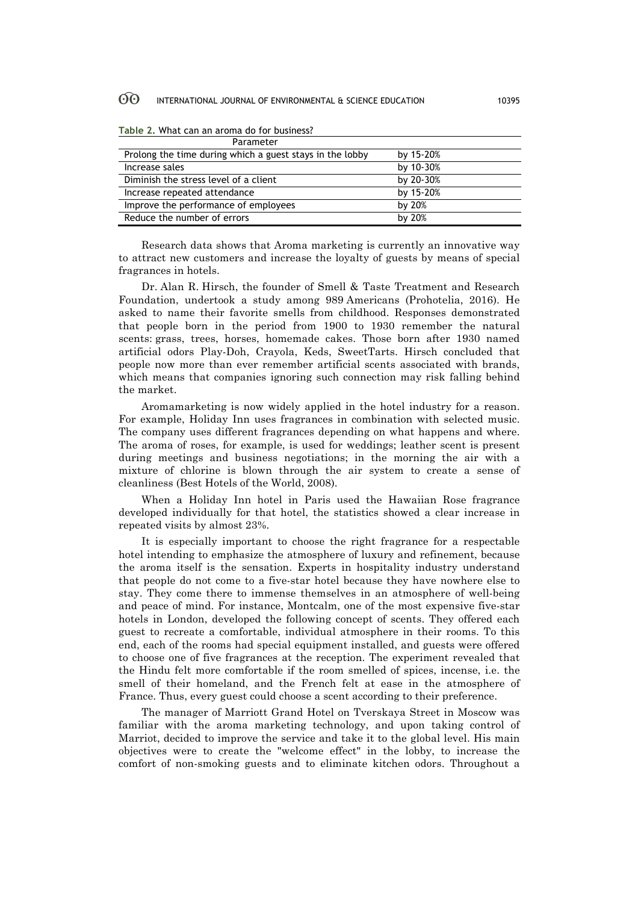**Table 2.** What can an aroma do for business?

| Parameter | |
| --- | --- |
| Prolong the time during which a guest stays in the lobby | by 15-20% |
| Increase sales | by 10-30% |
| Diminish the stress level of a client | by 20-30% |
| Increase repeated attendance | by 15-20% |
| Improve the performance of employees | by 20% |
| Reduce the number of errors | by 20% |

Research data shows that Aroma marketing is currently an innovative way to attract new customers and increase the loyalty of guests by means of special fragrances in hotels.

Dr. Alan R. Hirsch, the founder of Smell & Taste Treatment and Research Foundation, undertook a study among 989 Americans (Prohotelia, 2016). He asked to name their favorite smells from childhood. Responses demonstrated that people born in the period from 1900 to 1930 remember the natural scents: grass, trees, horses, homemade cakes. Those born after 1930 named artificial odors Play-Doh, Crayola, Keds, SweetTarts. Hirsch concluded that people now more than ever remember artificial scents associated with brands, which means that companies ignoring such connection may risk falling behind the market.

Aromamarketing is now widely applied in the hotel industry for a reason. For example, Holiday Inn uses fragrances in combination with selected music. The company uses different fragrances depending on what happens and where. The aroma of roses, for example, is used for weddings; leather scent is present during meetings and business negotiations; in the morning the air with a mixture of chlorine is blown through the air system to create a sense of cleanliness (Best Hotels of the World, 2008).

When a Holiday Inn hotel in Paris used the Hawaiian Rose fragrance developed individually for that hotel, the statistics showed a clear increase in repeated visits by almost 23%.

It is especially important to choose the right fragrance for a respectable hotel intending to emphasize the atmosphere of luxury and refinement, because the aroma itself is the sensation. Experts in hospitality industry understand that people do not come to a five-star hotel because they have nowhere else to stay. They come there to immense themselves in an atmosphere of well-being and peace of mind. For instance, Montcalm, one of the most expensive five-star hotels in London, developed the following concept of scents. They offered each guest to recreate a comfortable, individual atmosphere in their rooms. To this end, each of the rooms had special equipment installed, and guests were offered to choose one of five fragrances at the reception. The experiment revealed that the Hindu felt more comfortable if the room smelled of spices, incense, i.e. the smell of their homeland, and the French felt at ease in the atmosphere of France. Thus, every guest could choose a scent according to their preference.

The manager of Marriott Grand Hotel on Tverskaya Street in Moscow was familiar with the aroma marketing technology, and upon taking control of Marriot, decided to improve the service and take it to the global level. His main objectives were to create the "welcome effect" in the lobby, to increase the comfort of non-smoking guests and to eliminate kitchen odors. Throughout a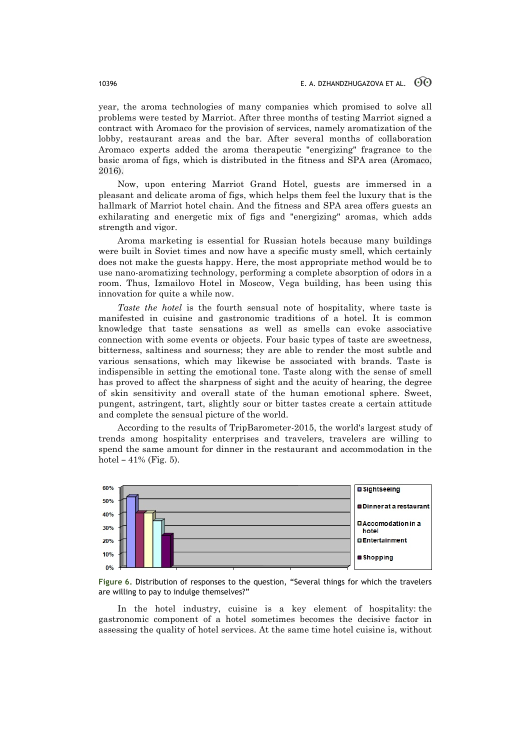year, the aroma technologies of many companies which promised to solve all problems were tested by Marriot. After three months of testing Marriot signed a contract with Aromaco for the provision of services, namely aromatization of the lobby, restaurant areas and the bar. After several months of collaboration Aromaco experts added the aroma therapeutic "energizing" fragrance to the basic aroma of figs, which is distributed in the fitness and SPA area (Aromaco, 2016).

Now, upon entering Marriot Grand Hotel, guests are immersed in a pleasant and delicate aroma of figs, which helps them feel the luxury that is the hallmark of Marriot hotel chain. And the fitness and SPA area offers guests an exhilarating and energetic mix of figs and "energizing" aromas, which adds strength and vigor.

Aroma marketing is essential for Russian hotels because many buildings were built in Soviet times and now have a specific musty smell, which certainly does not make the guests happy. Here, the most appropriate method would be to use nano-aromatizing technology, performing a complete absorption of odors in a room. Thus, Izmailovo Hotel in Moscow, Vega building, has been using this innovation for quite a while now.

*Taste the hotel* is the fourth sensual note of hospitality, where taste is manifested in cuisine and gastronomic traditions of a hotel. It is common knowledge that taste sensations as well as smells can evoke associative connection with some events or objects. Four basic types of taste are sweetness, bitterness, saltiness and sourness; they are able to render the most subtle and various sensations, which may likewise be associated with brands. Taste is indispensible in setting the emotional tone. Taste along with the sense of smell has proved to affect the sharpness of sight and the acuity of hearing, the degree of skin sensitivity and overall state of the human emotional sphere. Sweet, pungent, astringent, tart, slightly sour or bitter tastes create a certain attitude and complete the sensual picture of the world.

According to the results of TripBarometer-2015, the world's largest study of trends among hospitality enterprises and travelers, travelers are willing to spend the same amount for dinner in the restaurant and accommodation in the hotel – 41% (Fig. 5).

Figure 6. Distribution of responses to the question, "Several things for which the travelers are willing to pay to indulge themselves?"

In the hotel industry, cuisine is a key element of hospitality: the gastronomic component of a hotel sometimes becomes the decisive factor in assessing the quality of hotel services. At the same time hotel cuisine is, without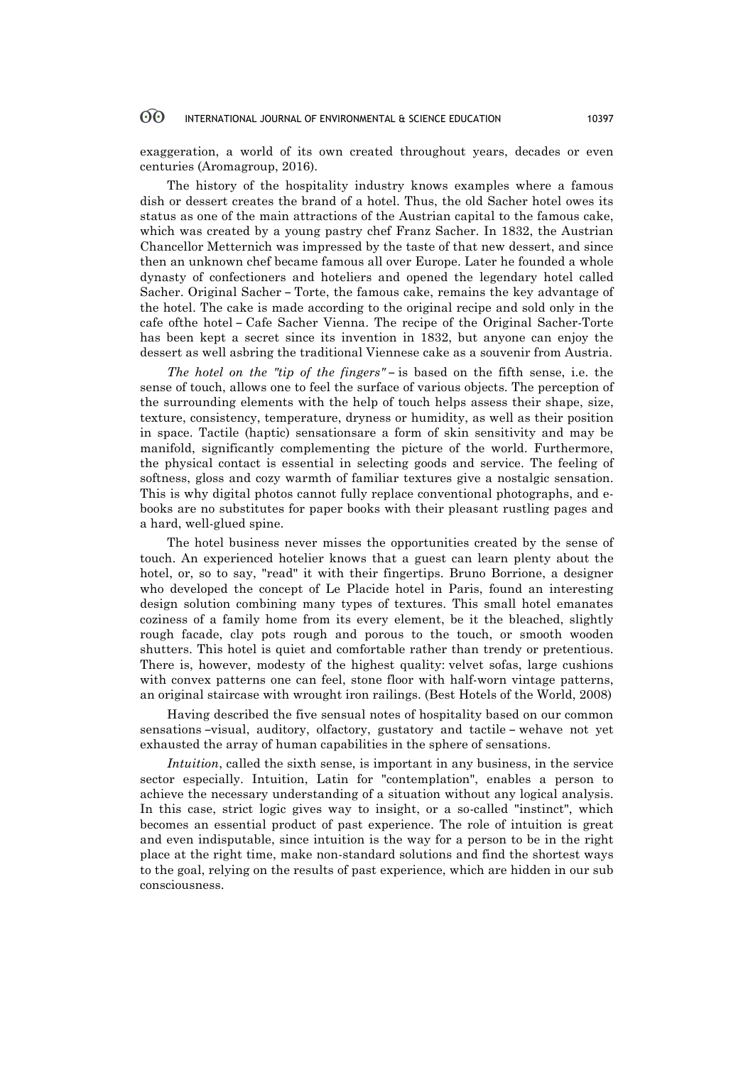exaggeration, a world of its own created throughout years, decades or even centuries (Aromagroup, 2016).

The history of the hospitality industry knows examples where a famous dish or dessert creates the brand of a hotel. Thus, the old Sacher hotel owes its status as one of the main attractions of the Austrian capital to the famous cake, which was created by a young pastry chef Franz Sacher. In 1832, the Austrian Chancellor Metternich was impressed by the taste of that new dessert, and since then an unknown chef became famous all over Europe. Later he founded a whole dynasty of confectioners and hoteliers and opened the legendary hotel called Sacher. Original Sacher – Torte, the famous cake, remains the key advantage of the hotel. The cake is made according to the original recipe and sold only in the cafe ofthe hotel – Cafe Sacher Vienna. The recipe of the Original Sacher-Torte has been kept a secret since its invention in 1832, but anyone can enjoy the dessert as well asbring the traditional Viennese cake as a souvenir from Austria.

*The hotel on the "tip of the fingers"* – is based on the fifth sense, i.e. the sense of touch, allows one to feel the surface of various objects. The perception of the surrounding elements with the help of touch helps assess their shape, size, texture, consistency, temperature, dryness or humidity, as well as their position in space. Tactile (haptic) sensationsare a form of skin sensitivity and may be manifold, significantly complementing the picture of the world. Furthermore, the physical contact is essential in selecting goods and service. The feeling of softness, gloss and cozy warmth of familiar textures give a nostalgic sensation. This is why digital photos cannot fully replace conventional photographs, and e-books are no substitutes for paper books with their pleasant rustling pages and a hard, well-glued spine.

The hotel business never misses the opportunities created by the sense of touch. An experienced hotelier knows that a guest can learn plenty about the hotel, or, so to say, "read" it with their fingertips. Bruno Borrione, a designer who developed the concept of Le Placide hotel in Paris, found an interesting design solution combining many types of textures. This small hotel emanates coziness of a family home from its every element, be it the bleached, slightly rough facade, clay pots rough and porous to the touch, or smooth wooden shutters. This hotel is quiet and comfortable rather than trendy or pretentious. There is, however, modesty of the highest quality: velvet sofas, large cushions with convex patterns one can feel, stone floor with half-worn vintage patterns, an original staircase with wrought iron railings. (Best Hotels of the World, 2008)

Having described the five sensual notes of hospitality based on our common sensations –visual, auditory, olfactory, gustatory and tactile – wehave not yet exhausted the array of human capabilities in the sphere of sensations.

*Intuition*, called the sixth sense, is important in any business, in the service sector especially. Intuition, Latin for "contemplation", enables a person to achieve the necessary understanding of a situation without any logical analysis. In this case, strict logic gives way to insight, or a so-called "instinct", which becomes an essential product of past experience. The role of intuition is great and even indisputable, since intuition is the way for a person to be in the right place at the right time, make non-standard solutions and find the shortest ways to the goal, relying on the results of past experience, which are hidden in our sub consciousness.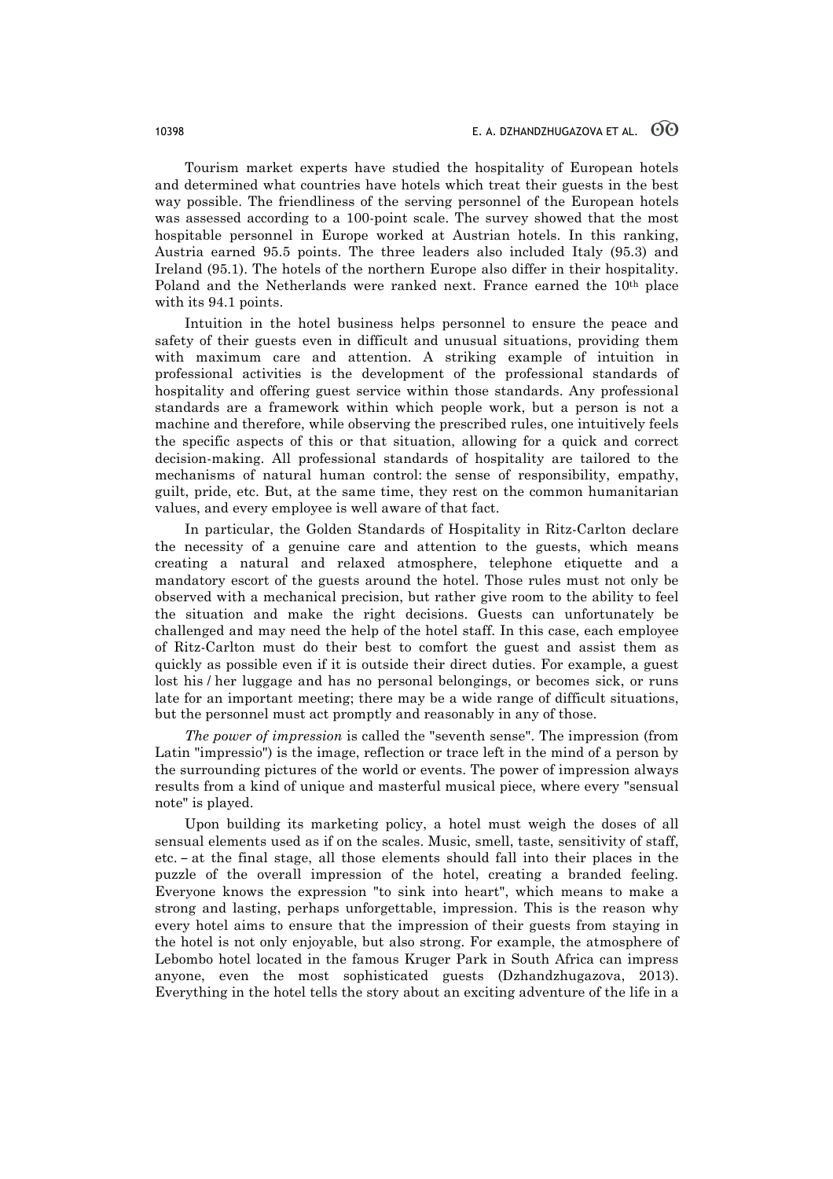Tourism market experts have studied the hospitality of European hotels and determined what countries have hotels which treat their guests in the best way possible. The friendliness of the serving personnel of the European hotels was assessed according to a 100-point scale. The survey showed that the most hospitable personnel in Europe worked at Austrian hotels. In this ranking, Austria earned 95.5 points. The three leaders also included Italy (95.3) and Ireland (95.1). The hotels of the northern Europe also differ in their hospitality. Poland and the Netherlands were ranked next. France earned the 10th place with its 94.1 points.

Intuition in the hotel business helps personnel to ensure the peace and safety of their guests even in difficult and unusual situations, providing them with maximum care and attention. A striking example of intuition in professional activities is the development of the professional standards of hospitality and offering guest service within those standards. Any professional standards are a framework within which people work, but a person is not a machine and therefore, while observing the prescribed rules, one intuitively feels the specific aspects of this or that situation, allowing for a quick and correct decision-making. All professional standards of hospitality are tailored to the mechanisms of natural human control: the sense of responsibility, empathy, guilt, pride, etc. But, at the same time, they rest on the common humanitarian values, and every employee is well aware of that fact.

In particular, the Golden Standards of Hospitality in Ritz-Carlton declare the necessity of a genuine care and attention to the guests, which means creating a natural and relaxed atmosphere, telephone etiquette and a mandatory escort of the guests around the hotel. Those rules must not only be observed with a mechanical precision, but rather give room to the ability to feel the situation and make the right decisions. Guests can unfortunately be challenged and may need the help of the hotel staff. In this case, each employee of Ritz-Carlton must do their best to comfort the guest and assist them as quickly as possible even if it is outside their direct duties. For example, a guest lost his / her luggage and has no personal belongings, or becomes sick, or runs late for an important meeting; there may be a wide range of difficult situations, but the personnel must act promptly and reasonably in any of those.

*The power of impression* is called the "seventh sense". The impression (from Latin "impressio") is the image, reflection or trace left in the mind of a person by the surrounding pictures of the world or events. The power of impression always results from a kind of unique and masterful musical piece, where every "sensual note" is played.

Upon building its marketing policy, a hotel must weigh the doses of all sensual elements used as if on the scales. Music, smell, taste, sensitivity of staff, etc. – at the final stage, all those elements should fall into their places in the puzzle of the overall impression of the hotel, creating a branded feeling. Everyone knows the expression "to sink into heart", which means to make a strong and lasting, perhaps unforgettable, impression. This is the reason why every hotel aims to ensure that the impression of their guests from staying in the hotel is not only enjoyable, but also strong. For example, the atmosphere of Lebombo hotel located in the famous Kruger Park in South Africa can impress anyone, even the most sophisticated guests (Dzhandzhugazova, 2013). Everything in the hotel tells the story about an exciting adventure of the life in a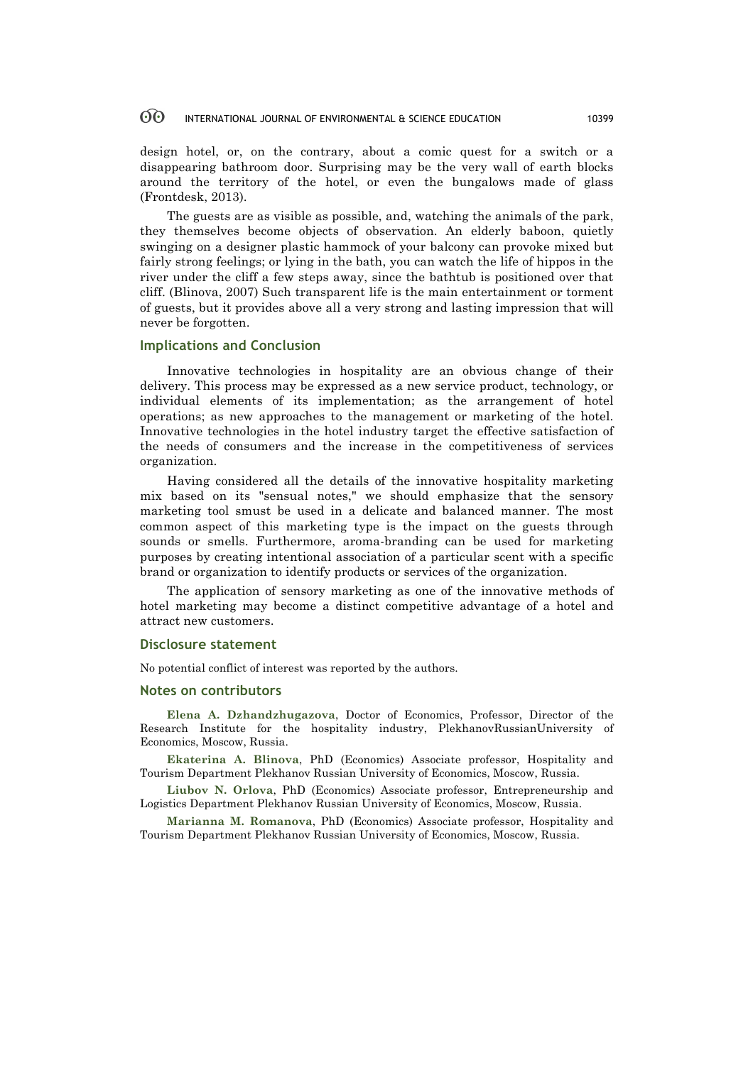design hotel, or, on the contrary, about a comic quest for a switch or a disappearing bathroom door. Surprising may be the very wall of earth blocks around the territory of the hotel, or even the bungalows made of glass (Frontdesk, 2013).

The guests are as visible as possible, and, watching the animals of the park, they themselves become objects of observation. An elderly baboon, quietly swinging on a designer plastic hammock of your balcony can provoke mixed but fairly strong feelings; or lying in the bath, you can watch the life of hippos in the river under the cliff a few steps away, since the bathtub is positioned over that cliff. (Blinova, 2007) Such transparent life is the main entertainment or torment of guests, but it provides above all a very strong and lasting impression that will never be forgotten.

## Implications and Conclusion

Innovative technologies in hospitality are an obvious change of their delivery. This process may be expressed as a new service product, technology, or individual elements of its implementation; as the arrangement of hotel operations; as new approaches to the management or marketing of the hotel. Innovative technologies in the hotel industry target the effective satisfaction of the needs of consumers and the increase in the competitiveness of services organization.

Having considered all the details of the innovative hospitality marketing mix based on its "sensual notes," we should emphasize that the sensory marketing tool smust be used in a delicate and balanced manner. The most common aspect of this marketing type is the impact on the guests through sounds or smells. Furthermore, aroma-branding can be used for marketing purposes by creating intentional association of a particular scent with a specific brand or organization to identify products or services of the organization.

The application of sensory marketing as one of the innovative methods of hotel marketing may become a distinct competitive advantage of a hotel and attract new customers.

## Disclosure statement

No potential conflict of interest was reported by the authors.

## Notes on contributors

**Elena A. Dzhandzhugazova**, Doctor of Economics, Professor, Director of the Research Institute for the hospitality industry, PlekhanovRussianUniversity of Economics, Moscow, Russia.

**Ekaterina A. Blinova**, PhD (Economics) Associate professor, Hospitality and Tourism Department Plekhanov Russian University of Economics, Moscow, Russia.

**Liubov N. Orlova**, PhD (Economics) Associate professor, Entrepreneurship and Logistics Department Plekhanov Russian University of Economics, Moscow, Russia.

**Marianna M. Romanova**, PhD (Economics) Associate professor, Hospitality and Tourism Department Plekhanov Russian University of Economics, Moscow, Russia.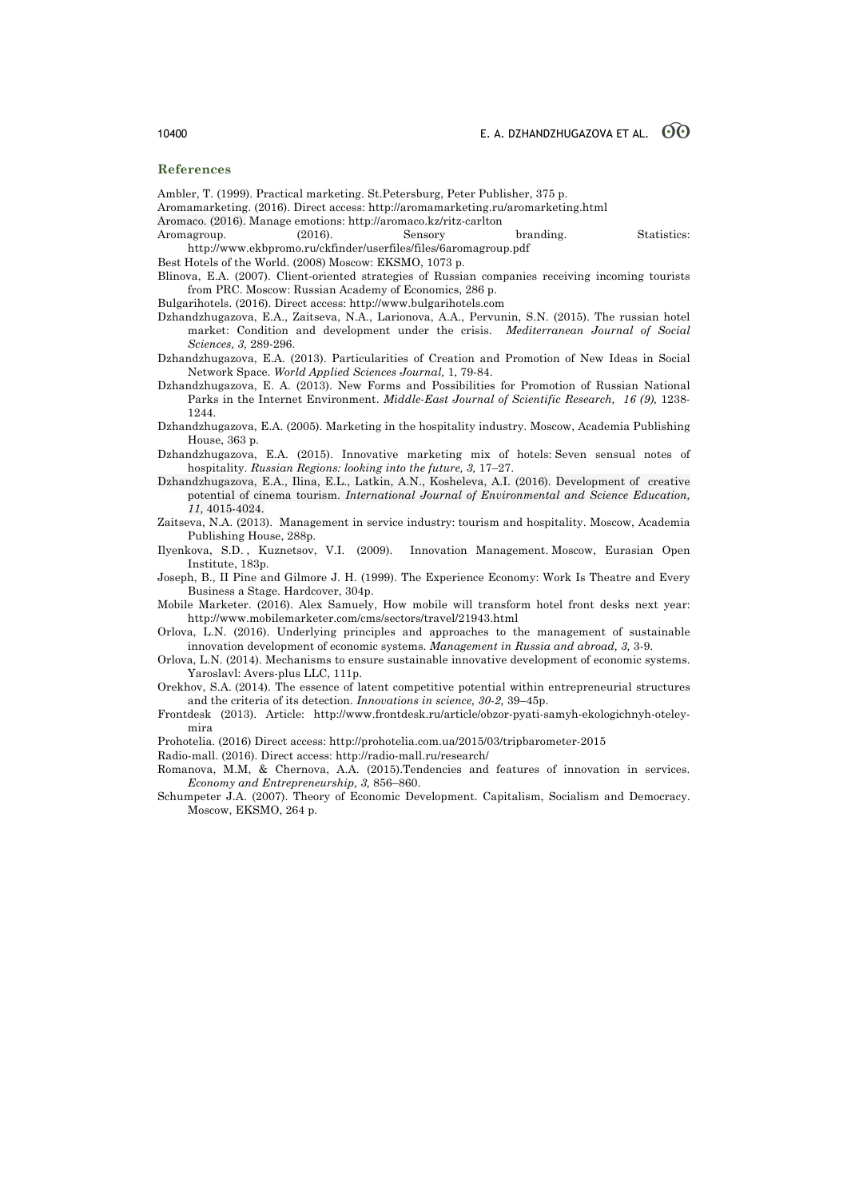## References

Ambler, T. (1999). Practical marketing. St.Petersburg, Peter Publisher, 375 p.

Aromamarketing. (2016). Direct access: http://aromamarketing.ru/aromarketing.html

Aromaco. (2016). Manage emotions: http://aromaco.kz/ritz-carlton

Aromagroup. (2016). Sensory branding. Statistics: http://www.ekbpromo.ru/ckfinder/userfiles/files/6aromagroup.pdf

Best Hotels of the World. (2008) Moscow: EKSMO, 1073 p.

Blinova, E.A. (2007). Client-oriented strategies of Russian companies receiving incoming tourists from PRC. Moscow: Russian Academy of Economics, 286 p.

Bulgarihotels. (2016). Direct access: http://www.bulgarihotels.com

Dzhandzhugazova, E.A., Zaitseva, N.A., Larionova, A.A., Pervunin, S.N. (2015). The russian hotel market: Condition and development under the crisis. *Mediterranean Journal of Social Sciences, 3,* 289-296.

Dzhandzhugazova, E.A. (2013). Particularities of Creation and Promotion of New Ideas in Social Network Space. *World Applied Sciences Journal,* 1, 79-84.

Dzhandzhugazova, E. A. (2013). New Forms and Possibilities for Promotion of Russian National Parks in the Internet Environment. *Middle-East Journal of Scientific Research, 16 (9),* 1238-1244.

Dzhandzhugazova, E.A. (2005). Marketing in the hospitality industry. Moscow, Academia Publishing House, 363 p.

Dzhandzhugazova, E.A. (2015). Innovative marketing mix of hotels: Seven sensual notes of hospitality. *Russian Regions: looking into the future, 3,* 17–27.

Dzhandzhugazova, E.A., Ilina, E.L., Latkin, A.N., Kosheleva, A.I. (2016). Development of creative potential of cinema tourism. *International Journal of Environmental and Science Education, 11,* 4015-4024.

Zaitseva, N.A. (2013). Management in service industry: tourism and hospitality. Moscow, Academia Publishing House, 288p.

Ilyenkova, S.D. , Kuznetsov, V.I. (2009). Innovation Management. Moscow, Eurasian Open Institute, 183p.

Joseph, B., II Pine and Gilmore J. H. (1999). The Experience Economy: Work Is Theatre and Every Business a Stage. Hardcover, 304p.

Mobile Marketer. (2016). Alex Samuely, How mobile will transform hotel front desks next year: http://www.mobilemarketer.com/cms/sectors/travel/21943.html

Orlova, L.N. (2016). Underlying principles and approaches to the management of sustainable innovation development of economic systems. *Management in Russia and abroad, 3,* 3-9.

Orlova, L.N. (2014). Mechanisms to ensure sustainable innovative development of economic systems. Yaroslavl: Avers-plus LLC, 111p.

Orekhov, S.A. (2014). The essence of latent competitive potential within entrepreneurial structures and the criteria of its detection. *Innovations in science, 30-2,* 39–45p.

Frontdesk (2013). Article: http://www.frontdesk.ru/article/obzor-pyati-samyh-ekologichnyh-oteley-mira

Prohotelia. (2016) Direct access: http://prohotelia.com.ua/2015/03/tripbarometer-2015

Radio-mall. (2016). Direct access: http://radio-mall.ru/research/

Romanova, M.M, & Chernova, A.A. (2015).Tendencies and features of innovation in services. *Economy and Entrepreneurship, 3,* 856–860.

Schumpeter J.A. (2007). Theory of Economic Development. Capitalism, Socialism and Democracy. Moscow, EKSMO, 264 p.